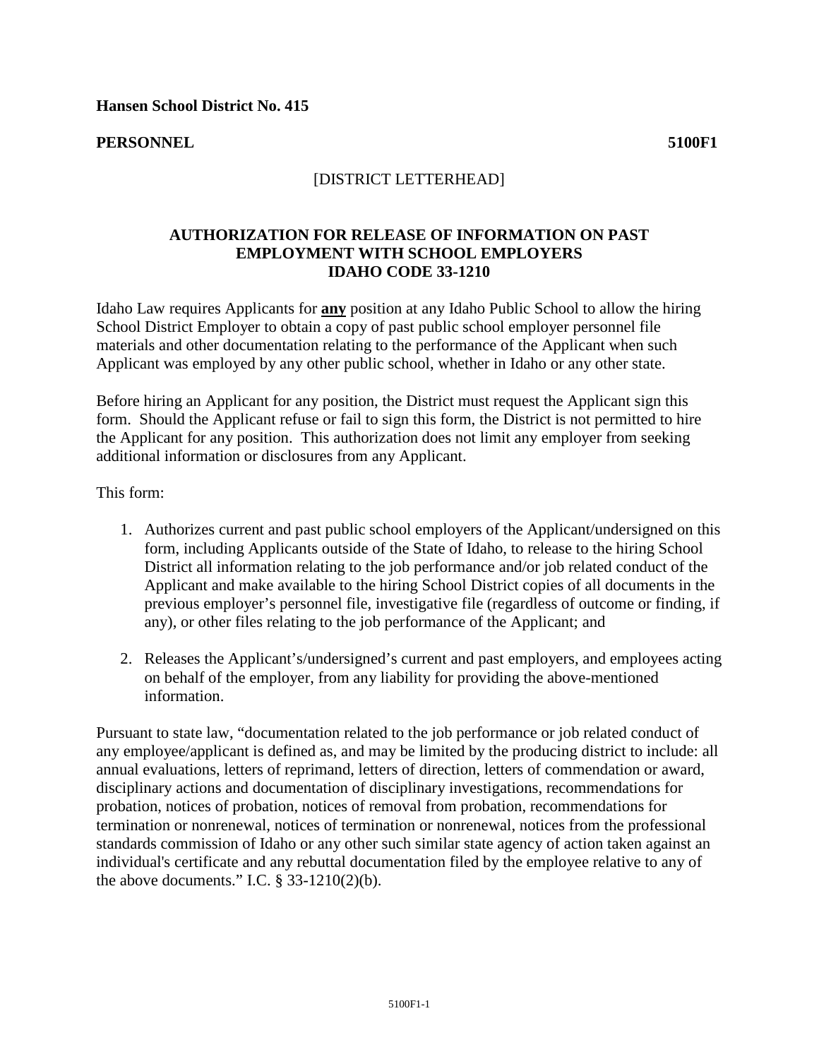**Hansen School District No. 415**

**PERSONNEL** **5100F1**

[DISTRICT LETTERHEAD]

## AUTHORIZATION FOR RELEASE OF INFORMATION ON PAST EMPLOYMENT WITH SCHOOL EMPLOYERS IDAHO CODE 33-1210

Idaho Law requires Applicants for **any** position at any Idaho Public School to allow the hiring School District Employer to obtain a copy of past public school employer personnel file materials and other documentation relating to the performance of the Applicant when such Applicant was employed by any other public school, whether in Idaho or any other state.

Before hiring an Applicant for any position, the District must request the Applicant sign this form. Should the Applicant refuse or fail to sign this form, the District is not permitted to hire the Applicant for any position. This authorization does not limit any employer from seeking additional information or disclosures from any Applicant.

This form:

1. Authorizes current and past public school employers of the Applicant/undersigned on this form, including Applicants outside of the State of Idaho, to release to the hiring School District all information relating to the job performance and/or job related conduct of the Applicant and make available to the hiring School District copies of all documents in the previous employer's personnel file, investigative file (regardless of outcome or finding, if any), or other files relating to the job performance of the Applicant; and

2. Releases the Applicant's/undersigned's current and past employers, and employees acting on behalf of the employer, from any liability for providing the above-mentioned information.

Pursuant to state law, "documentation related to the job performance or job related conduct of any employee/applicant is defined as, and may be limited by the producing district to include: all annual evaluations, letters of reprimand, letters of direction, letters of commendation or award, disciplinary actions and documentation of disciplinary investigations, recommendations for probation, notices of probation, notices of removal from probation, recommendations for termination or nonrenewal, notices of termination or nonrenewal, notices from the professional standards commission of Idaho or any other such similar state agency of action taken against an individual's certificate and any rebuttal documentation filed by the employee relative to any of the above documents." I.C. § 33-1210(2)(b).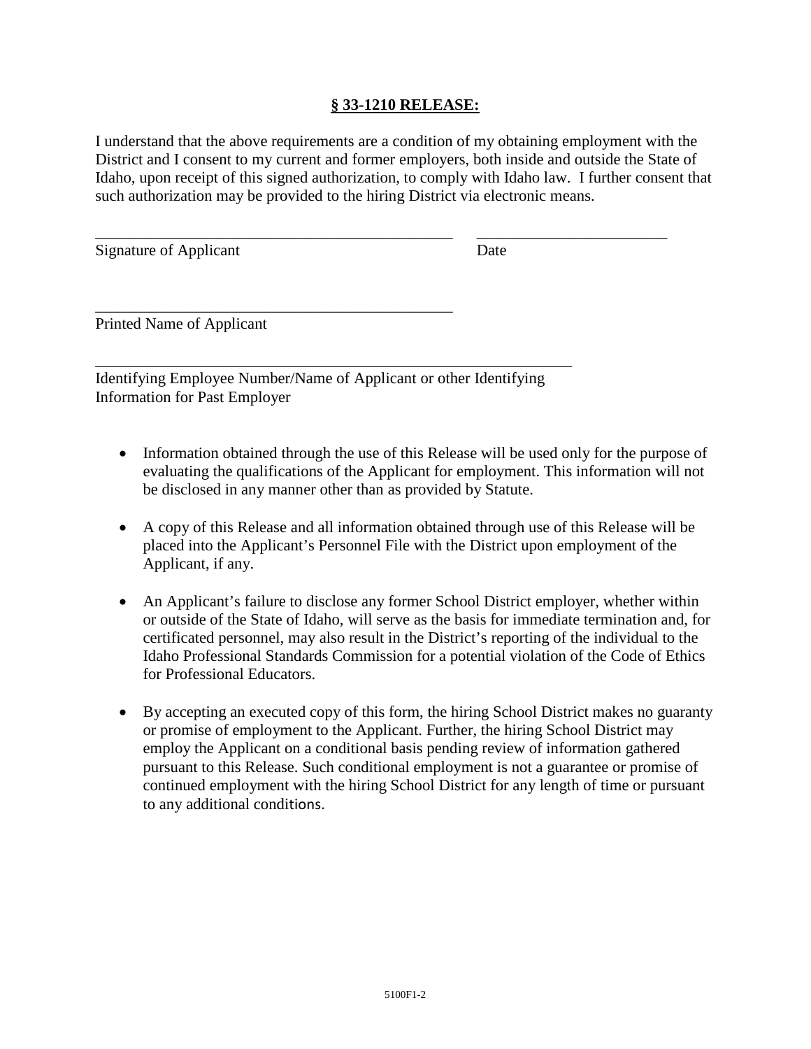**§ 33-1210 RELEASE:**

I understand that the above requirements are a condition of my obtaining employment with the District and I consent to my current and former employers, both inside and outside the State of Idaho, upon receipt of this signed authorization, to comply with Idaho law. I further consent that such authorization may be provided to the hiring District via electronic means.

_______________________________________________ ________________________

Signature of Applicant Date

_______________________________________________

Printed Name of Applicant

_______________________________________________________________

Identifying Employee Number/Name of Applicant or other Identifying Information for Past Employer

- Information obtained through the use of this Release will be used only for the purpose of evaluating the qualifications of the Applicant for employment. This information will not be disclosed in any manner other than as provided by Statute.
- A copy of this Release and all information obtained through use of this Release will be placed into the Applicant's Personnel File with the District upon employment of the Applicant, if any.
- An Applicant's failure to disclose any former School District employer, whether within or outside of the State of Idaho, will serve as the basis for immediate termination and, for certificated personnel, may also result in the District's reporting of the individual to the Idaho Professional Standards Commission for a potential violation of the Code of Ethics for Professional Educators.
- By accepting an executed copy of this form, the hiring School District makes no guaranty or promise of employment to the Applicant. Further, the hiring School District may employ the Applicant on a conditional basis pending review of information gathered pursuant to this Release. Such conditional employment is not a guarantee or promise of continued employment with the hiring School District for any length of time or pursuant to any additional conditions.

5100F1-2